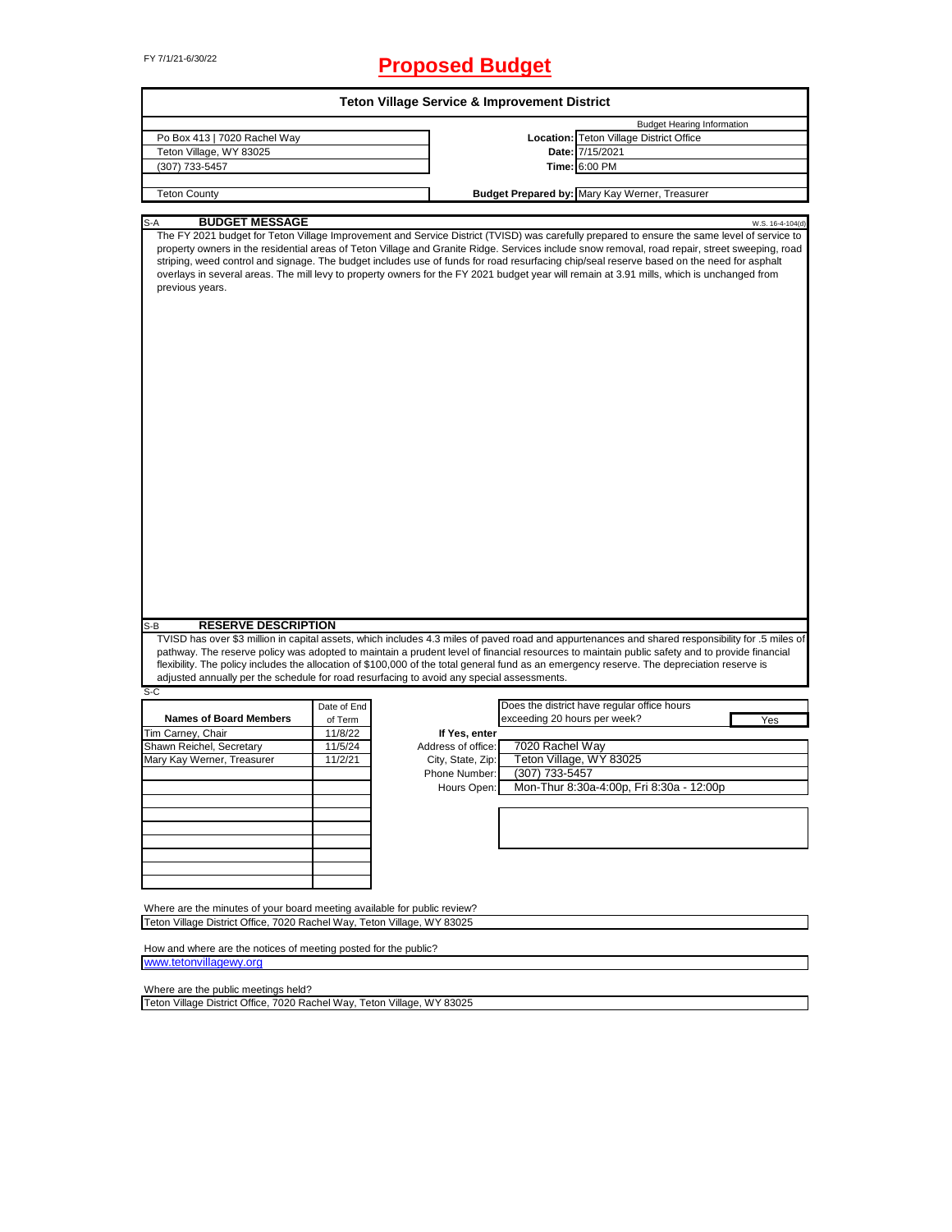FY 7/1/21-6/30/22

# Proposed Budget

## Teton Village Service & Improvement District

| | | |
|---|---|---|
| Po Box 413 \| 7020 Rachel Way | | Budget Hearing Information |
| Teton Village, WY 83025 | **Location:** | Teton Village District Office |
| (307) 733-5457 | **Date:** | 7/15/2021 |
| | **Time:** | 6:00 PM |
| Teton County | **Budget Prepared by:** | Mary Kay Werner, Treasurer |

### S-A BUDGET MESSAGE

W.S. 16-4-104(d)

The FY 2021 budget for Teton Village Improvement and Service District (TVISD) was carefully prepared to ensure the same level of service to property owners in the residential areas of Teton Village and Granite Ridge. Services include snow removal, road repair, street sweeping, road striping, weed control and signage. The budget includes use of funds for road resurfacing chip/seal reserve based on the need for asphalt overlays in several areas. The mill levy to property owners for the FY 2021 budget year will remain at 3.91 mills, which is unchanged from previous years.

### S-B RESERVE DESCRIPTION

TVISD has over $3 million in capital assets, which includes 4.3 miles of paved road and appurtenances and shared responsibility for .5 miles of pathway. The reserve policy was adopted to maintain a prudent level of financial resources to maintain public safety and to provide financial flexibility. The policy includes the allocation of $100,000 of the total general fund as an emergency reserve. The depreciation reserve is adjusted annually per the schedule for road resurfacing to avoid any special assessments.

### S-C

| Names of Board Members | Date of End of Term |
|---|---|
| Tim Carney, Chair | 11/8/22 |
| Shawn Reichel, Secretary | 11/5/24 |
| Mary Kay Werner, Treasurer | 11/2/21 |

Does the district have regular office hours exceeding 20 hours per week? **Yes**

**If Yes, enter**

| | |
|---|---|
| Address of office: | 7020 Rachel Way |
| City, State, Zip: | Teton Village, WY 83025 |
| Phone Number: | (307) 733-5457 |
| Hours Open: | Mon-Thur 8:30a-4:00p, Fri 8:30a - 12:00p |

Where are the minutes of your board meeting available for public review?

Teton Village District Office, 7020 Rachel Way, Teton Village, WY 83025

How and where are the notices of meeting posted for the public?

www.tetonvillagewy.org

Where are the public meetings held?

Teton Village District Office, 7020 Rachel Way, Teton Village, WY 83025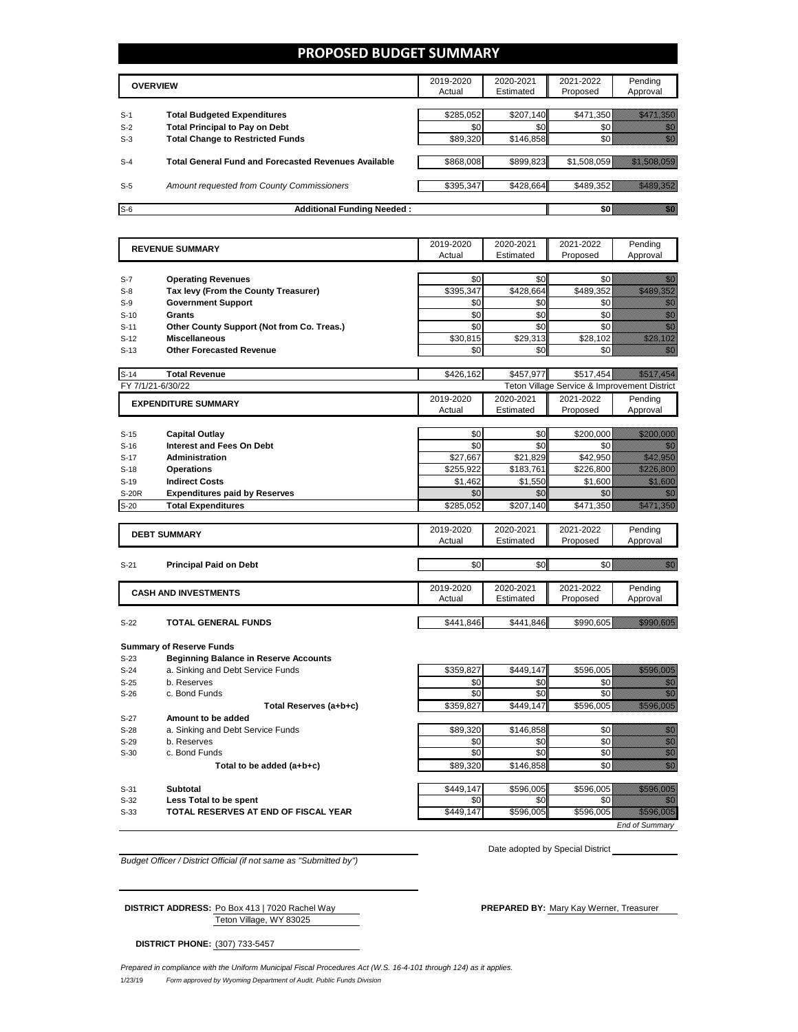# PROPOSED BUDGET SUMMARY

| | OVERVIEW | 2019-2020 Actual | 2020-2021 Estimated | 2021-2022 Proposed | Pending Approval |
|---|---|---|---|---|---|
| S-1 | **Total Budgeted Expenditures** | $285,052 | $207,140 | $471,350 | $471,350 |
| S-2 | **Total Principal to Pay on Debt** | $0 | $0 | $0 | $0 |
| S-3 | **Total Change to Restricted Funds** | $89,320 | $146,858 | $0 | $0 |
| S-4 | **Total General Fund and Forecasted Revenues Available** | $868,008 | $899,823 | $1,508,059 | $1,508,059 |
| S-5 | *Amount requested from County Commissioners* | $395,347 | $428,664 | $489,352 | $489,352 |
| S-6 | **Additional Funding Needed :** | | | $0 | $0 |

| | REVENUE SUMMARY | 2019-2020 Actual | 2020-2021 Estimated | 2021-2022 Proposed | Pending Approval |
|---|---|---|---|---|---|
| S-7 | **Operating Revenues** | $0 | $0 | $0 | $0 |
| S-8 | **Tax levy (From the County Treasurer)** | $395,347 | $428,664 | $489,352 | $489,352 |
| S-9 | **Government Support** | $0 | $0 | $0 | $0 |
| S-10 | **Grants** | $0 | $0 | $0 | $0 |
| S-11 | **Other County Support (Not from Co. Treas.)** | $0 | $0 | $0 | $0 |
| S-12 | **Miscellaneous** | $30,815 | $29,313 | $28,102 | $28,102 |
| S-13 | **Other Forecasted Revenue** | $0 | $0 | $0 | $0 |
| S-14 | **Total Revenue** | $426,162 | $457,977 | $517,454 | $517,454 |

FY 7/1/21-6/30/22 — Teton Village Service & Improvement District

| | EXPENDITURE SUMMARY | 2019-2020 Actual | 2020-2021 Estimated | 2021-2022 Proposed | Pending Approval |
|---|---|---|---|---|---|
| S-15 | **Capital Outlay** | $0 | $0 | $200,000 | $200,000 |
| S-16 | **Interest and Fees On Debt** | $0 | $0 | $0 | $0 |
| S-17 | **Administration** | $27,667 | $21,829 | $42,950 | $42,950 |
| S-18 | **Operations** | $255,922 | $183,761 | $226,800 | $226,800 |
| S-19 | **Indirect Costs** | $1,462 | $1,550 | $1,600 | $1,600 |
| S-20R | **Expenditures paid by Reserves** | $0 | $0 | $0 | $0 |
| S-20 | **Total Expenditures** | $285,052 | $207,140 | $471,350 | $471,350 |

| | DEBT SUMMARY | 2019-2020 Actual | 2020-2021 Estimated | 2021-2022 Proposed | Pending Approval |
|---|---|---|---|---|---|
| S-21 | **Principal Paid on Debt** | $0 | $0 | $0 | $0 |

| | CASH AND INVESTMENTS | 2019-2020 Actual | 2020-2021 Estimated | 2021-2022 Proposed | Pending Approval |
|---|---|---|---|---|---|
| S-22 | **TOTAL GENERAL FUNDS** | $441,846 | $441,846 | $990,605 | $990,605 |

**Summary of Reserve Funds**

| | | 2019-2020 Actual | 2020-2021 Estimated | 2021-2022 Proposed | Pending Approval |
|---|---|---|---|---|---|
| S-23 | **Beginning Balance in Reserve Accounts** | | | | |
| S-24 | a. Sinking and Debt Service Funds | $359,827 | $449,147 | $596,005 | $596,005 |
| S-25 | b. Reserves | $0 | $0 | $0 | $0 |
| S-26 | c. Bond Funds | $0 | $0 | $0 | $0 |
| | **Total Reserves (a+b+c)** | $359,827 | $449,147 | $596,005 | $596,005 |
| S-27 | **Amount to be added** | | | | |
| S-28 | a. Sinking and Debt Service Funds | $89,320 | $146,858 | $0 | $0 |
| S-29 | b. Reserves | $0 | $0 | $0 | $0 |
| S-30 | c. Bond Funds | $0 | $0 | $0 | $0 |
| | **Total to be added (a+b+c)** | $89,320 | $146,858 | $0 | $0 |
| S-31 | **Subtotal** | $449,147 | $596,005 | $596,005 | $596,005 |
| S-32 | **Less Total to be spent** | $0 | $0 | $0 | $0 |
| S-33 | **TOTAL RESERVES AT END OF FISCAL YEAR** | $449,147 | $596,005 | $596,005 | $596,005 |

*End of Summary*

*Budget Officer / District Official (if not same as "Submitted by")*

Date adopted by Special District

**DISTRICT ADDRESS:** Po Box 413 | 7020 Rachel Way
Teton Village, WY 83025

**PREPARED BY:** Mary Kay Werner, Treasurer

**DISTRICT PHONE:** (307) 733-5457

*Prepared in compliance with the Uniform Municipal Fiscal Procedures Act (W.S. 16-4-101 through 124) as it applies.*

1/23/19 *Form approved by Wyoming Department of Audit, Public Funds Division*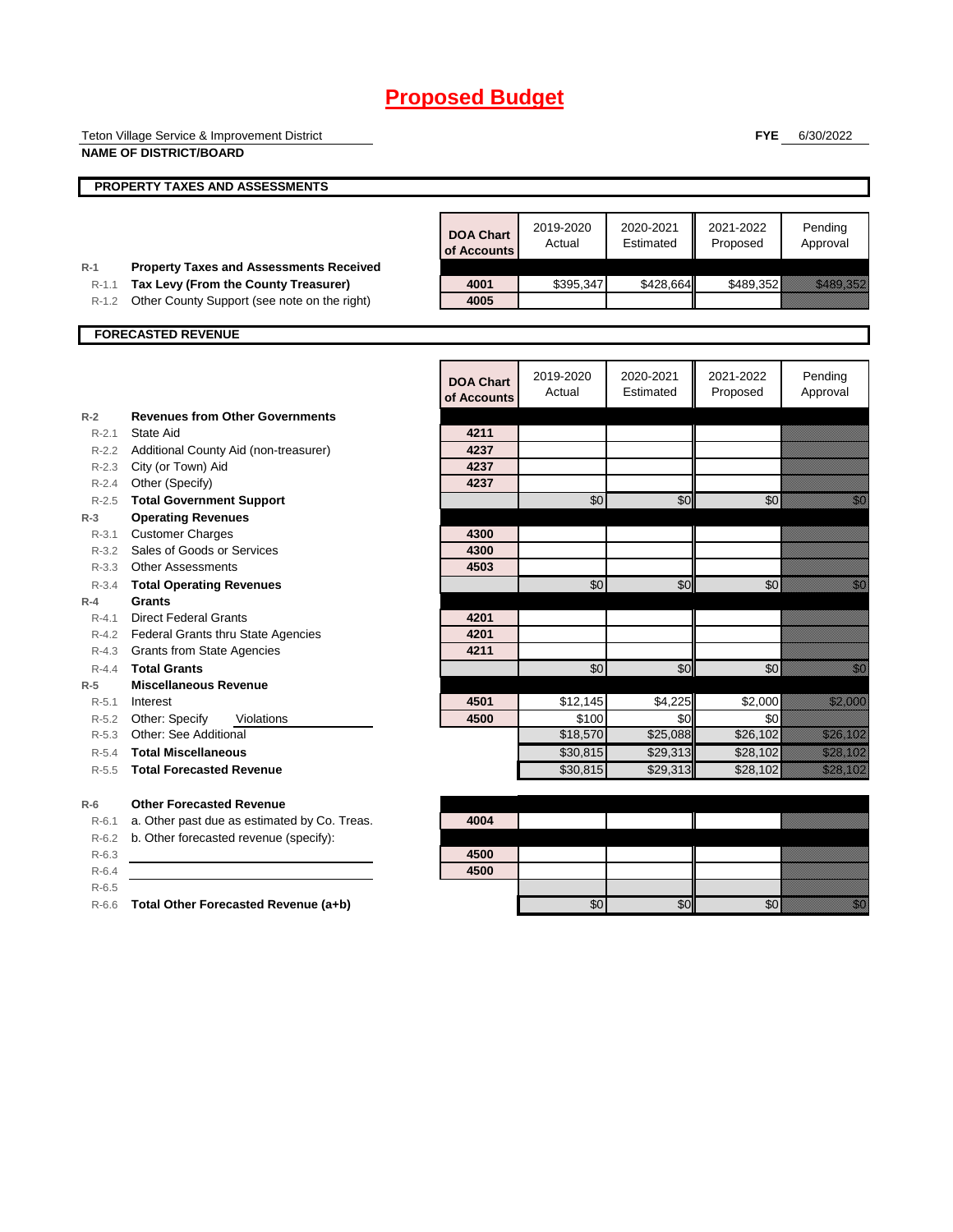# Proposed Budget

Teton Village Service & Improvement District

**NAME OF DISTRICT/BOARD**

**FYE** 6/30/2022

## PROPERTY TAXES AND ASSESSMENTS

| | | DOA Chart of Accounts | 2019-2020 Actual | 2020-2021 Estimated | 2021-2022 Proposed | Pending Approval |
|---|---|---|---|---|---|---|
| R-1 | **Property Taxes and Assessments Received** | | | | | |
| R-1.1 | **Tax Levy (From the County Treasurer)** | 4001 | $395,347 | $428,664 | $489,352 | $489,352 |
| R-1.2 | Other County Support (see note on the right) | 4005 | | | | |

## FORECASTED REVENUE

| | | DOA Chart of Accounts | 2019-2020 Actual | 2020-2021 Estimated | 2021-2022 Proposed | Pending Approval |
|---|---|---|---|---|---|---|
| R-2 | **Revenues from Other Governments** | | | | | |
| R-2.1 | State Aid | 4211 | | | | |
| R-2.2 | Additional County Aid (non-treasurer) | 4237 | | | | |
| R-2.3 | City (or Town) Aid | 4237 | | | | |
| R-2.4 | Other (Specify) | 4237 | | | | |
| R-2.5 | **Total Government Support** | | $0 | $0 | $0 | $0 |
| R-3 | **Operating Revenues** | | | | | |
| R-3.1 | Customer Charges | 4300 | | | | |
| R-3.2 | Sales of Goods or Services | 4300 | | | | |
| R-3.3 | Other Assessments | 4503 | | | | |
| R-3.4 | **Total Operating Revenues** | | $0 | $0 | $0 | $0 |
| R-4 | **Grants** | | | | | |
| R-4.1 | Direct Federal Grants | 4201 | | | | |
| R-4.2 | Federal Grants thru State Agencies | 4201 | | | | |
| R-4.3 | Grants from State Agencies | 4211 | | | | |
| R-4.4 | **Total Grants** | | $0 | $0 | $0 | $0 |
| R-5 | **Miscellaneous Revenue** | | | | | |
| R-5.1 | Interest | 4501 | $12,145 | $4,225 | $2,000 | $2,000 |
| R-5.2 | Other: Specify Violations | 4500 | $100 | $0 | $0 | |
| R-5.3 | Other: See Additional | | $18,570 | $25,088 | $26,102 | $26,102 |
| R-5.4 | **Total Miscellaneous** | | $30,815 | $29,313 | $28,102 | $28,102 |
| R-5.5 | **Total Forecasted Revenue** | | $30,815 | $29,313 | $28,102 | $28,102 |
| R-6 | **Other Forecasted Revenue** | | | | | |
| R-6.1 | a. Other past due as estimated by Co. Treas. | 4004 | | | | |
| R-6.2 | b. Other forecasted revenue (specify): | | | | | |
| R-6.3 | | 4500 | | | | |
| R-6.4 | | 4500 | | | | |
| R-6.5 | | | | | | |
| R-6.6 | **Total Other Forecasted Revenue (a+b)** | | $0 | $0 | $0 | $0 |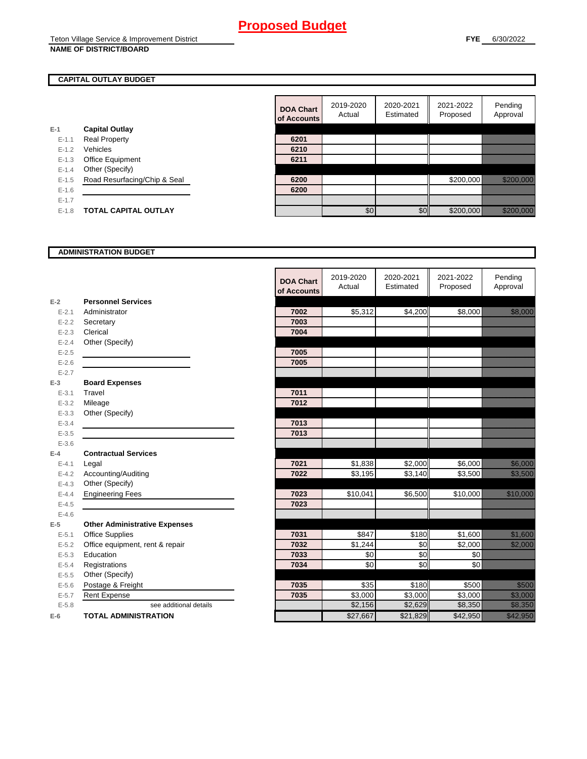# Proposed Budget

Teton Village Service & Improvement District

**NAME OF DISTRICT/BOARD**

**FYE** 6/30/2022

## CAPITAL OUTLAY BUDGET

| | | DOA Chart of Accounts | 2019-2020 Actual | 2020-2021 Estimated | 2021-2022 Proposed | Pending Approval |
|---|---|---|---|---|---|---|
| E-1 | **Capital Outlay** | | | | | |
| E-1.1 | Real Property | 6201 | | | | |
| E-1.2 | Vehicles | 6210 | | | | |
| E-1.3 | Office Equipment | 6211 | | | | |
| E-1.4 | Other (Specify) | | | | | |
| E-1.5 | Road Resurfacing/Chip & Seal | 6200 | | | $200,000 | $200,000 |
| E-1.6 | | 6200 | | | | |
| E-1.7 | | | | | | |
| E-1.8 | **TOTAL CAPITAL OUTLAY** | | $0 | $0 | $200,000 | $200,000 |

## ADMINISTRATION BUDGET

| | | DOA Chart of Accounts | 2019-2020 Actual | 2020-2021 Estimated | 2021-2022 Proposed | Pending Approval |
|---|---|---|---|---|---|---|
| E-2 | **Personnel Services** | | | | | |
| E-2.1 | Administrator | 7002 | $5,312 | $4,200 | $8,000 | $8,000 |
| E-2.2 | Secretary | 7003 | | | | |
| E-2.3 | Clerical | 7004 | | | | |
| E-2.4 | Other (Specify) | | | | | |
| E-2.5 | | 7005 | | | | |
| E-2.6 | | 7005 | | | | |
| E-2.7 | | | | | | |
| E-3 | **Board Expenses** | | | | | |
| E-3.1 | Travel | 7011 | | | | |
| E-3.2 | Mileage | 7012 | | | | |
| E-3.3 | Other (Specify) | | | | | |
| E-3.4 | | 7013 | | | | |
| E-3.5 | | 7013 | | | | |
| E-3.6 | | | | | | |
| E-4 | **Contractual Services** | | | | | |
| E-4.1 | Legal | 7021 | $1,838 | $2,000 | $6,000 | $6,000 |
| E-4.2 | Accounting/Auditing | 7022 | $3,195 | $3,140 | $3,500 | $3,500 |
| E-4.3 | Other (Specify) | | | | | |
| E-4.4 | Engineering Fees | 7023 | $10,041 | $6,500 | $10,000 | $10,000 |
| E-4.5 | | 7023 | | | | |
| E-4.6 | | | | | | |
| E-5 | **Other Administrative Expenses** | | | | | |
| E-5.1 | Office Supplies | 7031 | $847 | $180 | $1,600 | $1,600 |
| E-5.2 | Office equipment, rent & repair | 7032 | $1,244 | $0 | $2,000 | $2,000 |
| E-5.3 | Education | 7033 | $0 | $0 | $0 | |
| E-5.4 | Registrations | 7034 | $0 | $0 | $0 | |
| E-5.5 | Other (Specify) | | | | | |
| E-5.6 | Postage & Freight | 7035 | $35 | $180 | $500 | $500 |
| E-5.7 | Rent Expense | 7035 | $3,000 | $3,000 | $3,000 | $3,000 |
| E-5.8 | see additional details | | $2,156 | $2,629 | $8,350 | $8,350 |
| E-6 | **TOTAL ADMINISTRATION** | | $27,667 | $21,829 | $42,950 | $42,950 |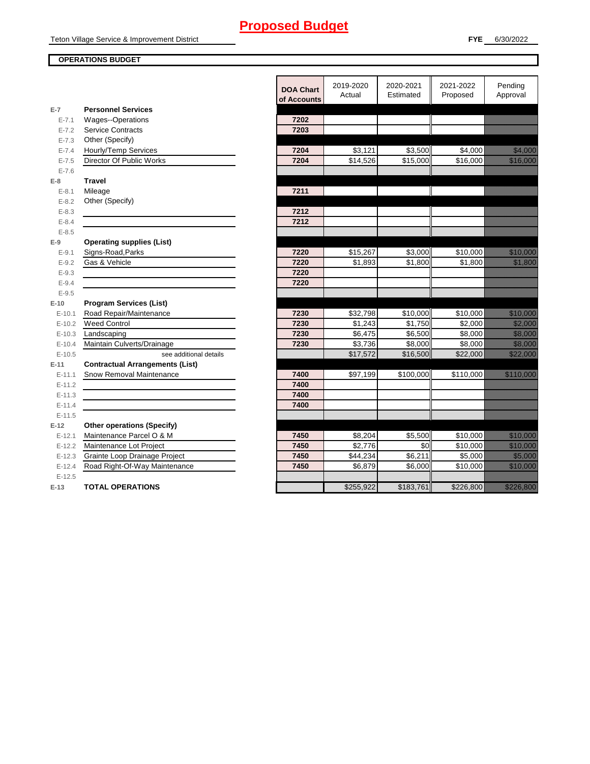# Proposed Budget

Teton Village Service & Improvement District

**FYE** 6/30/2022

**OPERATIONS BUDGET**

| | | DOA Chart of Accounts | 2019-2020 Actual | 2020-2021 Estimated | 2021-2022 Proposed | Pending Approval |
|---|---|---|---|---|---|---|
| E-7 | **Personnel Services** | | | | | |
| E-7.1 | Wages--Operations | 7202 | | | | |
| E-7.2 | Service Contracts | 7203 | | | | |
| E-7.3 | Other (Specify) | | | | | |
| E-7.4 | Hourly/Temp Services | 7204 | $3,121 | $3,500 | $4,000 | $4,000 |
| E-7.5 | Director Of Public Works | 7204 | $14,526 | $15,000 | $16,000 | $16,000 |
| E-7.6 | | | | | | |
| E-8 | **Travel** | | | | | |
| E-8.1 | Mileage | 7211 | | | | |
| E-8.2 | Other (Specify) | | | | | |
| E-8.3 | | 7212 | | | | |
| E-8.4 | | 7212 | | | | |
| E-8.5 | | | | | | |
| E-9 | **Operating supplies (List)** | | | | | |
| E-9.1 | Signs-Road,Parks | 7220 | $15,267 | $3,000 | $10,000 | $10,000 |
| E-9.2 | Gas & Vehicle | 7220 | $1,893 | $1,800 | $1,800 | $1,800 |
| E-9.3 | | 7220 | | | | |
| E-9.4 | | 7220 | | | | |
| E-9.5 | | | | | | |
| E-10 | **Program Services (List)** | | | | | |
| E-10.1 | Road Repair/Maintenance | 7230 | $32,798 | $10,000 | $10,000 | $10,000 |
| E-10.2 | Weed Control | 7230 | $1,243 | $1,750 | $2,000 | $2,000 |
| E-10.3 | Landscaping | 7230 | $6,475 | $6,500 | $8,000 | $8,000 |
| E-10.4 | Maintain Culverts/Drainage | 7230 | $3,736 | $8,000 | $8,000 | $8,000 |
| E-10.5 | see additional details | | $17,572 | $16,500 | $22,000 | $22,000 |
| E-11 | **Contractual Arrangements (List)** | | | | | |
| E-11.1 | Snow Removal Maintenance | 7400 | $97,199 | $100,000 | $110,000 | $110,000 |
| E-11.2 | | 7400 | | | | |
| E-11.3 | | 7400 | | | | |
| E-11.4 | | 7400 | | | | |
| E-11.5 | | | | | | |
| E-12 | **Other operations (Specify)** | | | | | |
| E-12.1 | Maintenance Parcel O & M | 7450 | $8,204 | $5,500 | $10,000 | $10,000 |
| E-12.2 | Maintenance Lot Project | 7450 | $2,776 | $0 | $10,000 | $10,000 |
| E-12.3 | Grainte Loop Drainage Project | 7450 | $44,234 | $6,211 | $5,000 | $5,000 |
| E-12.4 | Road Right-Of-Way Maintenance | 7450 | $6,879 | $6,000 | $10,000 | $10,000 |
| E-12.5 | | | | | | |
| E-13 | **TOTAL OPERATIONS** | | $255,922 | $183,761 | $226,800 | $226,800 |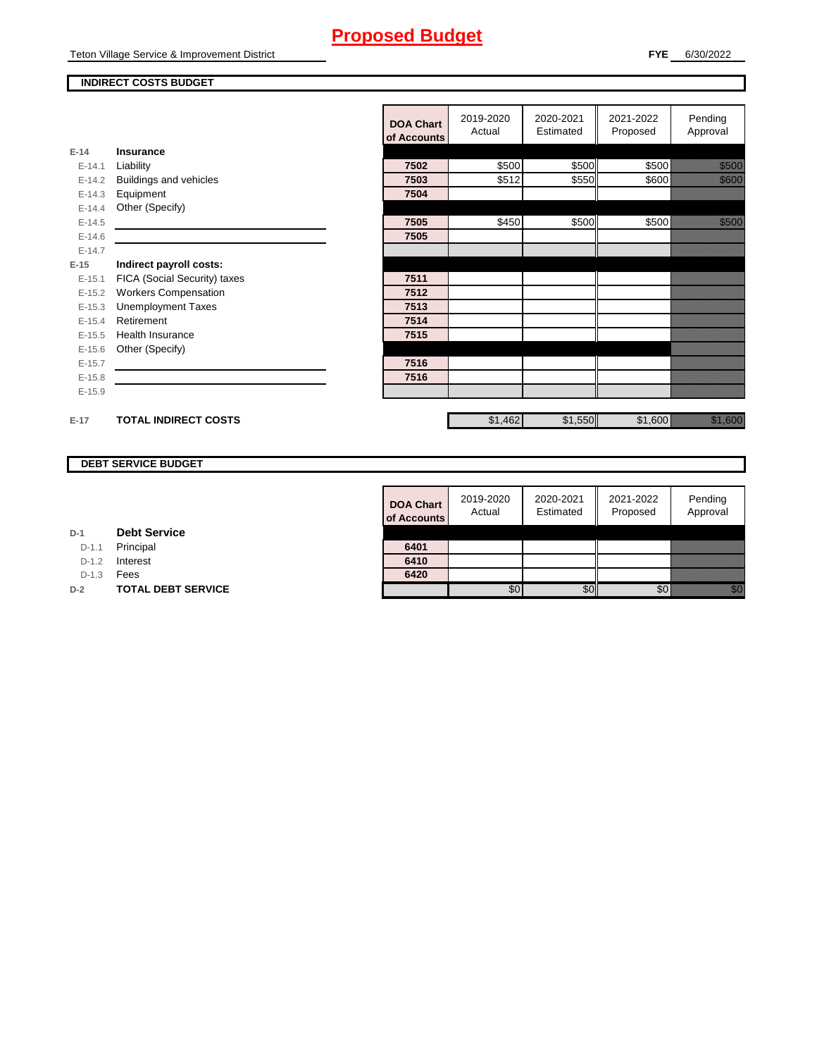# Proposed Budget

Teton Village Service & Improvement District

**FYE** 6/30/2022

**INDIRECT COSTS BUDGET**

| | | DOA Chart of Accounts | 2019-2020 Actual | 2020-2021 Estimated | 2021-2022 Proposed | Pending Approval |
|---|---|---|---|---|---|---|
| **E-14** | **Insurance** | | | | | |
| E-14.1 | Liability | 7502 | $500 | $500 | $500 | $500 |
| E-14.2 | Buildings and vehicles | 7503 | $512 | $550 | $600 | $600 |
| E-14.3 | Equipment | 7504 | | | | |
| E-14.4 | Other (Specify) | | | | | |
| E-14.5 | | 7505 | $450 | $500 | $500 | $500 |
| E-14.6 | | 7505 | | | | |
| E-14.7 | | | | | | |
| **E-15** | **Indirect payroll costs:** | | | | | |
| E-15.1 | FICA (Social Security) taxes | 7511 | | | | |
| E-15.2 | Workers Compensation | 7512 | | | | |
| E-15.3 | Unemployment Taxes | 7513 | | | | |
| E-15.4 | Retirement | 7514 | | | | |
| E-15.5 | Health Insurance | 7515 | | | | |
| E-15.6 | Other (Specify) | | | | | |
| E-15.7 | | 7516 | | | | |
| E-15.8 | | 7516 | | | | |
| E-15.9 | | | | | | |
| **E-17** | **TOTAL INDIRECT COSTS** | | $1,462 | $1,550 | $1,600 | $1,600 |

**DEBT SERVICE BUDGET**

| | | DOA Chart of Accounts | 2019-2020 Actual | 2020-2021 Estimated | 2021-2022 Proposed | Pending Approval |
|---|---|---|---|---|---|---|
| **D-1** | **Debt Service** | | | | | |
| D-1.1 | Principal | 6401 | | | | |
| D-1.2 | Interest | 6410 | | | | |
| D-1.3 | Fees | 6420 | | | | |
| **D-2** | **TOTAL DEBT SERVICE** | | $0 | $0 | $0 | $0 |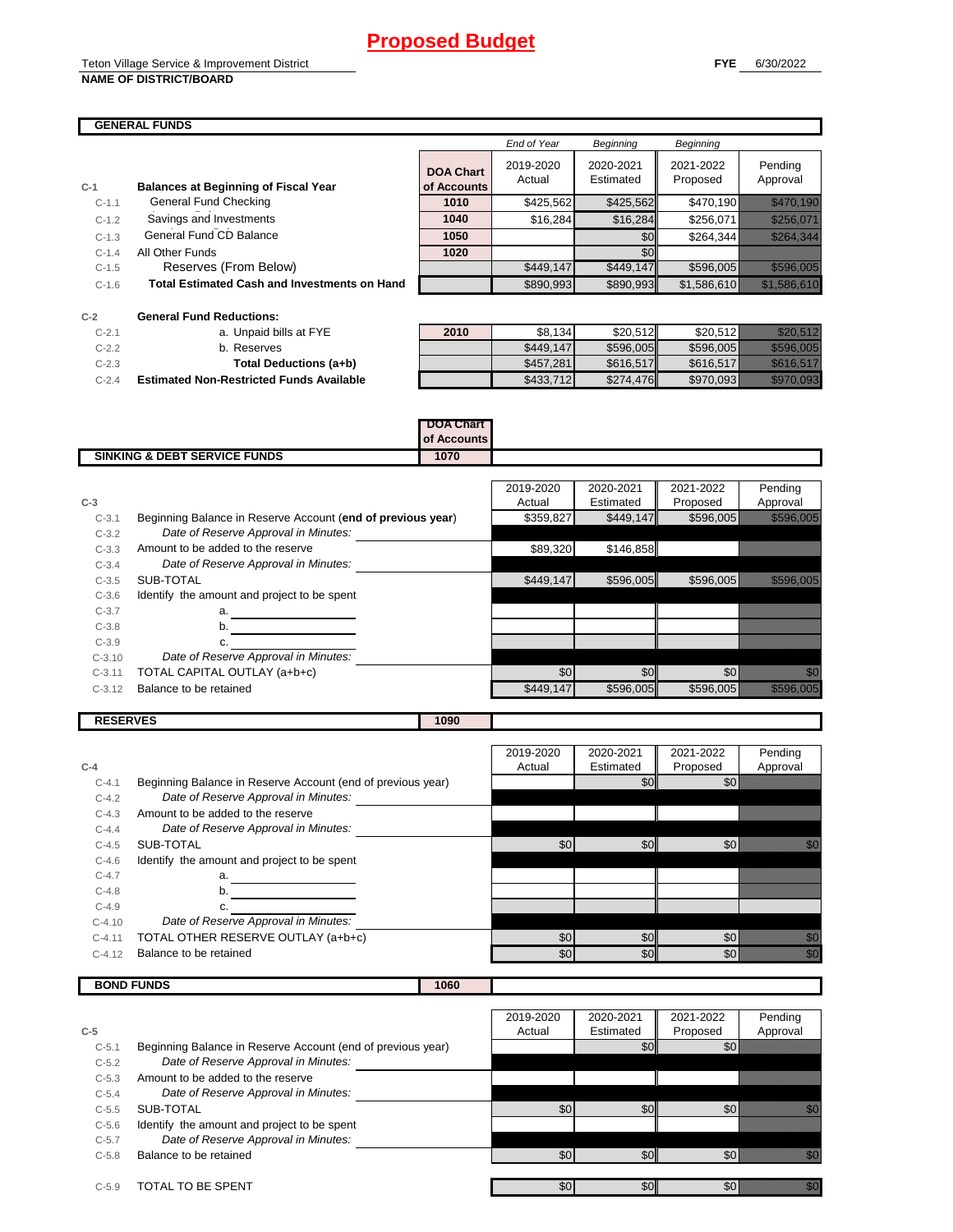# Proposed Budget

Teton Village Service & Improvement District

**NAME OF DISTRICT/BOARD**

**FYE** 6/30/2022

## GENERAL FUNDS

| | | DOA Chart of Accounts | 2019-2020 Actual (End of Year) | 2020-2021 Estimated (Beginning) | 2021-2022 Proposed (Beginning) | Pending Approval |
|---|---|---|---|---|---|---|
| **C-1** | **Balances at Beginning of Fiscal Year** | | | | | |
| C-1.1 | General Fund Checking | 1010 | $425,562 | $425,562 | $470,190 | $470,190 |
| C-1.2 | Savings and Investments | 1040 | $16,284 | $16,284 | $256,071 | $256,071 |
| C-1.3 | General Fund CD Balance | 1050 | | $0 | $264,344 | $264,344 |
| C-1.4 | All Other Funds | 1020 | | $0 | | |
| C-1.5 | Reserves (From Below) | | $449,147 | $449,147 | $596,005 | $596,005 |
| C-1.6 | **Total Estimated Cash and Investments on Hand** | | $890,993 | $890,993 | $1,586,610 | $1,586,610 |
| **C-2** | **General Fund Reductions:** | | | | | |
| C-2.1 | a. Unpaid bills at FYE | 2010 | $8,134 | $20,512 | $20,512 | $20,512 |
| C-2.2 | b. Reserves | | $449,147 | $596,005 | $596,005 | $596,005 |
| C-2.3 | **Total Deductions (a+b)** | | $457,281 | $616,517 | $616,517 | $616,517 |
| C-2.4 | **Estimated Non-Restricted Funds Available** | | $433,712 | $274,476 | $970,093 | $970,093 |

## SINKING & DEBT SERVICE FUNDS — DOA Chart of Accounts 1070

| **C-3** | | 2019-2020 Actual | 2020-2021 Estimated | 2021-2022 Proposed | Pending Approval |
|---|---|---|---|---|---|
| C-3.1 | Beginning Balance in Reserve Account (**end of previous year**) | $359,827 | $449,147 | $596,005 | $596,005 |
| C-3.2 | *Date of Reserve Approval in Minutes:* | | | | |
| C-3.3 | Amount to be added to the reserve | $89,320 | $146,858 | | |
| C-3.4 | *Date of Reserve Approval in Minutes:* | | | | |
| C-3.5 | SUB-TOTAL | $449,147 | $596,005 | $596,005 | $596,005 |
| C-3.6 | Identify the amount and project to be spent | | | | |
| C-3.7 | a. | | | | |
| C-3.8 | b. | | | | |
| C-3.9 | c. | | | | |
| C-3.10 | *Date of Reserve Approval in Minutes:* | | | | |
| C-3.11 | TOTAL CAPITAL OUTLAY (a+b+c) | $0 | $0 | $0 | $0 |
| C-3.12 | Balance to be retained | $449,147 | $596,005 | $596,005 | $596,005 |

## RESERVES — 1090

| **C-4** | | 2019-2020 Actual | 2020-2021 Estimated | 2021-2022 Proposed | Pending Approval |
|---|---|---|---|---|---|
| C-4.1 | Beginning Balance in Reserve Account (end of previous year) | | $0 | $0 | |
| C-4.2 | *Date of Reserve Approval in Minutes:* | | | | |
| C-4.3 | Amount to be added to the reserve | | | | |
| C-4.4 | *Date of Reserve Approval in Minutes:* | | | | |
| C-4.5 | SUB-TOTAL | $0 | $0 | $0 | $0 |
| C-4.6 | Identify the amount and project to be spent | | | | |
| C-4.7 | a. | | | | |
| C-4.8 | b. | | | | |
| C-4.9 | c. | | | | |
| C-4.10 | *Date of Reserve Approval in Minutes:* | | | | |
| C-4.11 | TOTAL OTHER RESERVE OUTLAY (a+b+c) | $0 | $0 | $0 | $0 |
| C-4.12 | Balance to be retained | $0 | $0 | $0 | $0 |

## BOND FUNDS — 1060

| **C-5** | | 2019-2020 Actual | 2020-2021 Estimated | 2021-2022 Proposed | Pending Approval |
|---|---|---|---|---|---|
| C-5.1 | Beginning Balance in Reserve Account (end of previous year) | | $0 | $0 | |
| C-5.2 | *Date of Reserve Approval in Minutes:* | | | | |
| C-5.3 | Amount to be added to the reserve | | | | |
| C-5.4 | *Date of Reserve Approval in Minutes:* | | | | |
| C-5.5 | SUB-TOTAL | $0 | $0 | $0 | $0 |
| C-5.6 | Identify the amount and project to be spent | | | | |
| C-5.7 | *Date of Reserve Approval in Minutes:* | | | | |
| C-5.8 | Balance to be retained | $0 | $0 | $0 | $0 |
| C-5.9 | TOTAL TO BE SPENT | $0 | $0 | $0 | $0 |